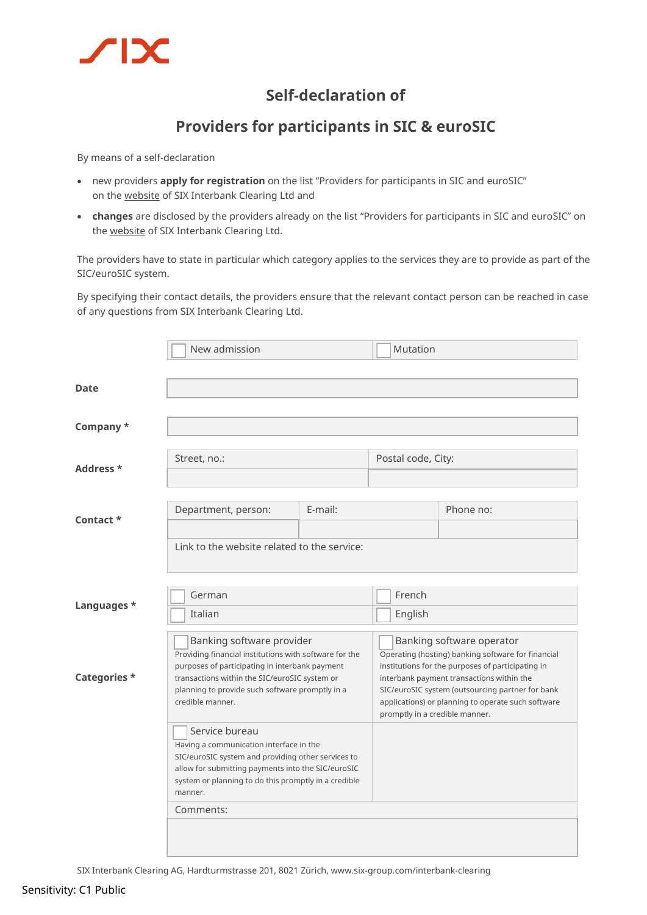# Self-declaration of

# Providers for participants in SIC & euroSIC

By means of a self-declaration

- new providers **apply for registration** on the list "Providers for participants in SIC and euroSIC" on the website of SIX Interbank Clearing Ltd and
- **changes** are disclosed by the providers already on the list "Providers for participants in SIC and euroSIC" on the website of SIX Interbank Clearing Ltd.

The providers have to state in particular which category applies to the services they are to provide as part of the SIC/euroSIC system.

By specifying their contact details, the providers ensure that the relevant contact person can be reached in case of any questions from SIX Interbank Clearing Ltd.

| | | | |
|---|---|---|---|
| | ☐ New admission | ☐ Mutation | |
| **Date** | | | |
| **Company** * | | | |
| **Address** * | Street, no.: | Postal code, City: | |
| | | | |
| **Contact** * | Department, person: | E-mail: | Phone no: |
| | | | |
| | Link to the website related to the service: | | |
| **Languages** * | ☐ German | ☐ French | |
| | ☐ Italian | ☐ English | |
| **Categories** * | ☐ Banking software provider<br>Providing financial institutions with software for the purposes of participating in interbank payment transactions within the SIC/euroSIC system or planning to provide such software promptly in a credible manner. | ☐ Banking software operator<br>Operating (hosting) banking software for financial institutions for the purposes of participating in interbank payment transactions within the SIC/euroSIC system (outsourcing partner for bank applications) or planning to operate such software promptly in a credible manner. | |
| | ☐ Service bureau<br>Having a communication interface in the SIC/euroSIC system and providing other services to allow for submitting payments into the SIC/euroSIC system or planning to do this promptly in a credible manner. | | |
| | Comments: | | |
| | | | |

SIX Interbank Clearing AG, Hardturmstrasse 201, 8021 Zürich, www.six-group.com/interbank-clearing

Sensitivity: C1 Public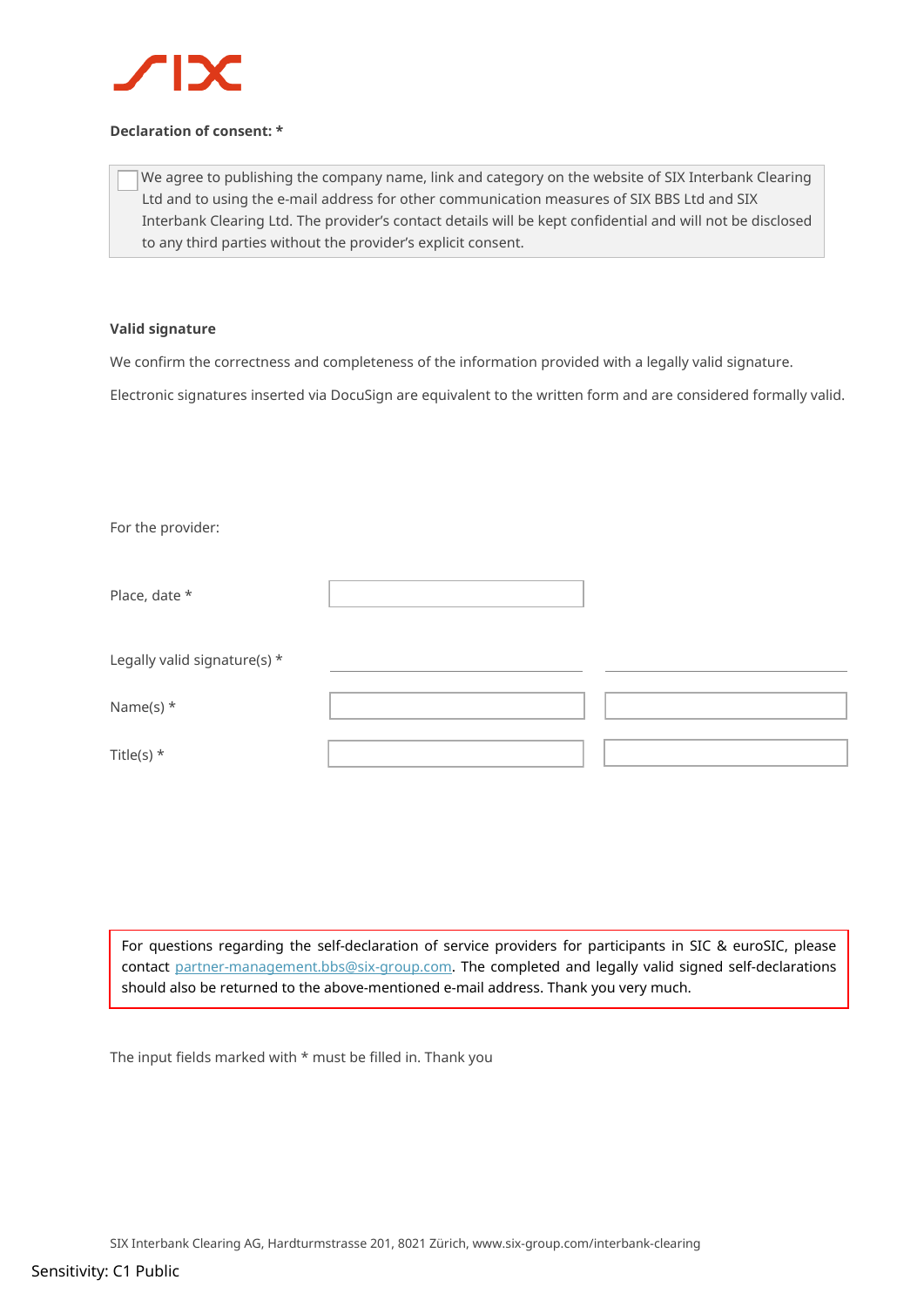**Declaration of consent: ***

☐ We agree to publishing the company name, link and category on the website of SIX Interbank Clearing Ltd and to using the e-mail address for other communication measures of SIX BBS Ltd and SIX Interbank Clearing Ltd. The provider's contact details will be kept confidential and will not be disclosed to any third parties without the provider's explicit consent.

**Valid signature**

We confirm the correctness and completeness of the information provided with a legally valid signature.

Electronic signatures inserted via DocuSign are equivalent to the written form and are considered formally valid.

For the provider:

| | | |
|---|---|---|
| Place, date * | | |
| Legally valid signature(s) * | | |
| Name(s) * | | |
| Title(s) * | | |

For questions regarding the self-declaration of service providers for participants in SIC & euroSIC, please contact partner-management.bbs@six-group.com. The completed and legally valid signed self-declarations should also be returned to the above-mentioned e-mail address. Thank you very much.

The input fields marked with * must be filled in. Thank you

SIX Interbank Clearing AG, Hardturmstrasse 201, 8021 Zürich, www.six-group.com/interbank-clearing

Sensitivity: C1 Public